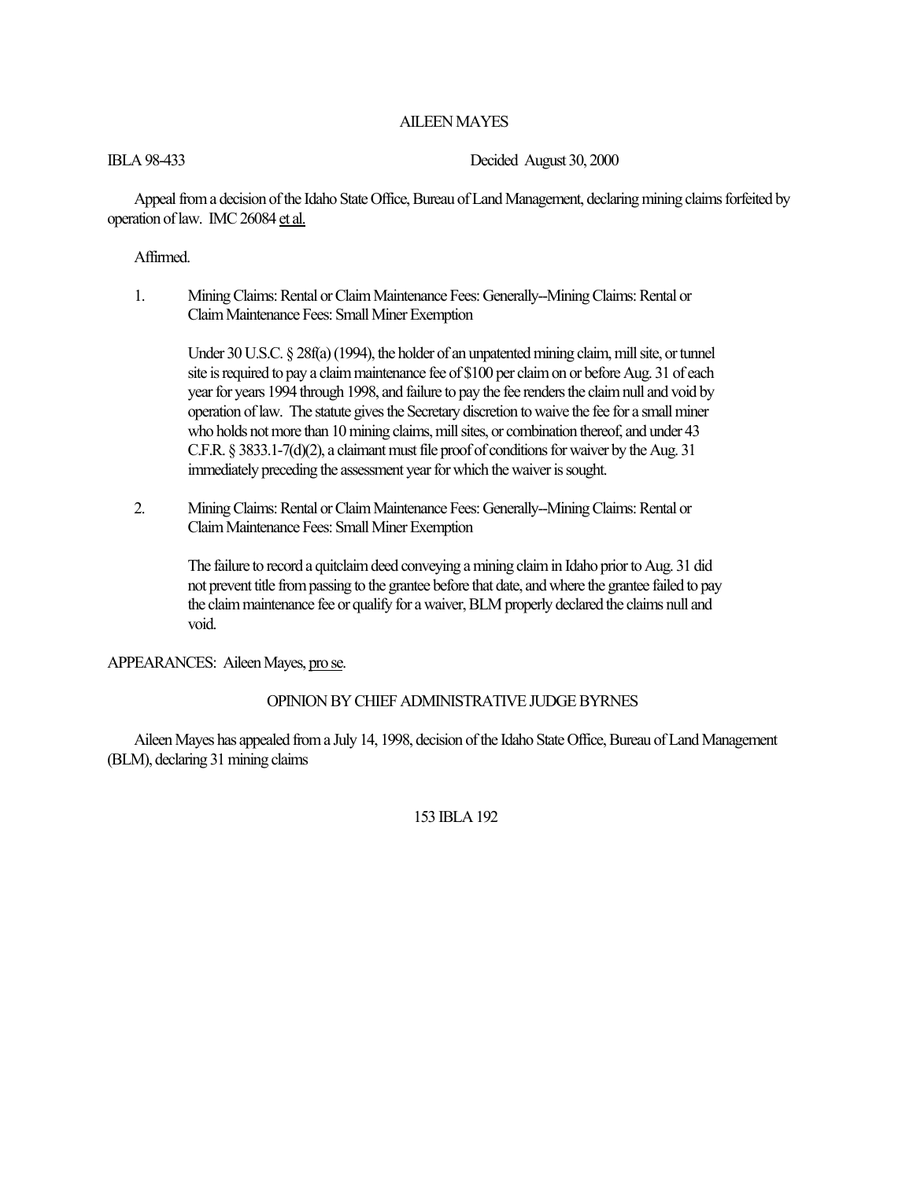# AILEEN MAYES

IBLA 98-433 Decided August 30, 2000

Appeal from a decision of the Idaho State Office, Bureau of Land Management, declaring mining claims forfeited by operation of law. IMC 26084 *et al.*

Affirmed.

1. Mining Claims: Rental or Claim Maintenance Fees: Generally--Mining Claims: Rental or Claim Maintenance Fees: Small Miner Exemption

   Under 30 U.S.C. § 28f(a) (1994), the holder of an unpatented mining claim, mill site, or tunnel site is required to pay a claim maintenance fee of $100 per claim on or before Aug. 31 of each year for years 1994 through 1998, and failure to pay the fee renders the claim null and void by operation of law. The statute gives the Secretary discretion to waive the fee for a small miner who holds not more than 10 mining claims, mill sites, or combination thereof, and under 43 C.F.R. § 3833.1-7(d)(2), a claimant must file proof of conditions for waiver by the Aug. 31 immediately preceding the assessment year for which the waiver is sought.

2. Mining Claims: Rental or Claim Maintenance Fees: Generally--Mining Claims: Rental or Claim Maintenance Fees: Small Miner Exemption

   The failure to record a quitclaim deed conveying a mining claim in Idaho prior to Aug. 31 did not prevent title from passing to the grantee before that date, and where the grantee failed to pay the claim maintenance fee or qualify for a waiver, BLM properly declared the claims null and void.

APPEARANCES: Aileen Mayes, *pro se*.

## OPINION BY CHIEF ADMINISTRATIVE JUDGE BYRNES

Aileen Mayes has appealed from a July 14, 1998, decision of the Idaho State Office, Bureau of Land Management (BLM), declaring 31 mining claims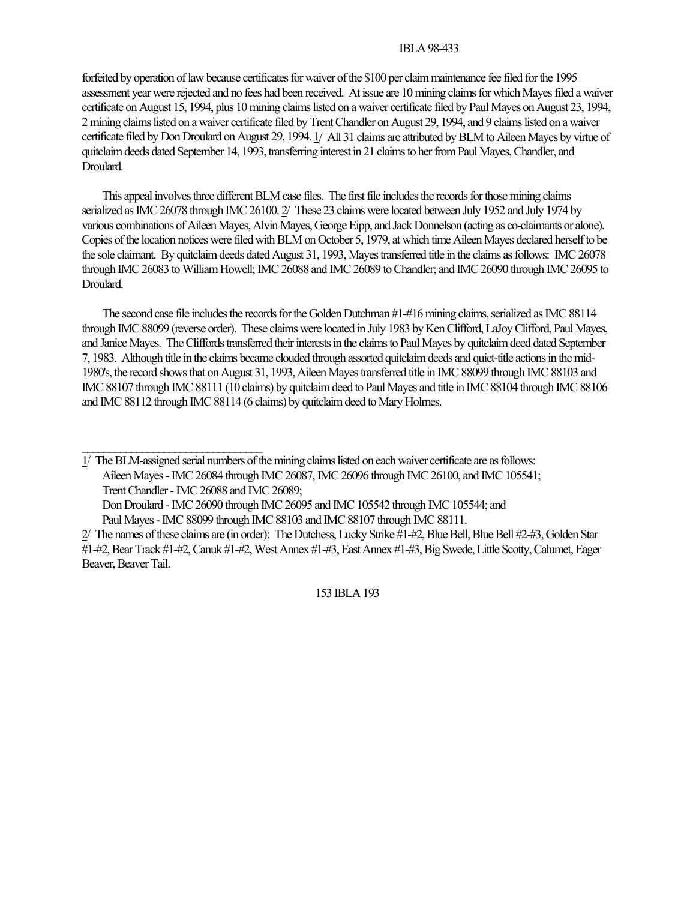forfeited by operation of law because certificates for waiver of the $100 per claim maintenance fee filed for the 1995 assessment year were rejected and no fees had been received. At issue are 10 mining claims for which Mayes filed a waiver certificate on August 15, 1994, plus 10 mining claims listed on a waiver certificate filed by Paul Mayes on August 23, 1994, 2 mining claims listed on a waiver certificate filed by Trent Chandler on August 29, 1994, and 9 claims listed on a waiver certificate filed by Don Droulard on August 29, 1994. 1/ All 31 claims are attributed by BLM to Aileen Mayes by virtue of quitclaim deeds dated September 14, 1993, transferring interest in 21 claims to her from Paul Mayes, Chandler, and Droulard.

This appeal involves three different BLM case files. The first file includes the records for those mining claims serialized as IMC 26078 through IMC 26100. 2/ These 23 claims were located between July 1952 and July 1974 by various combinations of Aileen Mayes, Alvin Mayes, George Eipp, and Jack Donnelson (acting as co-claimants or alone). Copies of the location notices were filed with BLM on October 5, 1979, at which time Aileen Mayes declared herself to be the sole claimant. By quitclaim deeds dated August 31, 1993, Mayes transferred title in the claims as follows: IMC 26078 through IMC 26083 to William Howell; IMC 26088 and IMC 26089 to Chandler; and IMC 26090 through IMC 26095 to Droulard.

The second case file includes the records for the Golden Dutchman #1-#16 mining claims, serialized as IMC 88114 through IMC 88099 (reverse order). These claims were located in July 1983 by Ken Clifford, LaJoy Clifford, Paul Mayes, and Janice Mayes. The Cliffords transferred their interests in the claims to Paul Mayes by quitclaim deed dated September 7, 1983. Although title in the claims became clouded through assorted quitclaim deeds and quiet-title actions in the mid-1980's, the record shows that on August 31, 1993, Aileen Mayes transferred title in IMC 88099 through IMC 88103 and IMC 88107 through IMC 88111 (10 claims) by quitclaim deed to Paul Mayes and title in IMC 88104 through IMC 88106 and IMC 88112 through IMC 88114 (6 claims) by quitclaim deed to Mary Holmes.

---

1/ The BLM-assigned serial numbers of the mining claims listed on each waiver certificate are as follows:
Aileen Mayes - IMC 26084 through IMC 26087, IMC 26096 through IMC 26100, and IMC 105541;
Trent Chandler - IMC 26088 and IMC 26089;
Don Droulard - IMC 26090 through IMC 26095 and IMC 105542 through IMC 105544; and
Paul Mayes - IMC 88099 through IMC 88103 and IMC 88107 through IMC 88111.

2/ The names of these claims are (in order): The Dutchess, Lucky Strike #1-#2, Blue Bell, Blue Bell #2-#3, Golden Star #1-#2, Bear Track #1-#2, Canuk #1-#2, West Annex #1-#3, East Annex #1-#3, Big Swede, Little Scotty, Calumet, Eager Beaver, Beaver Tail.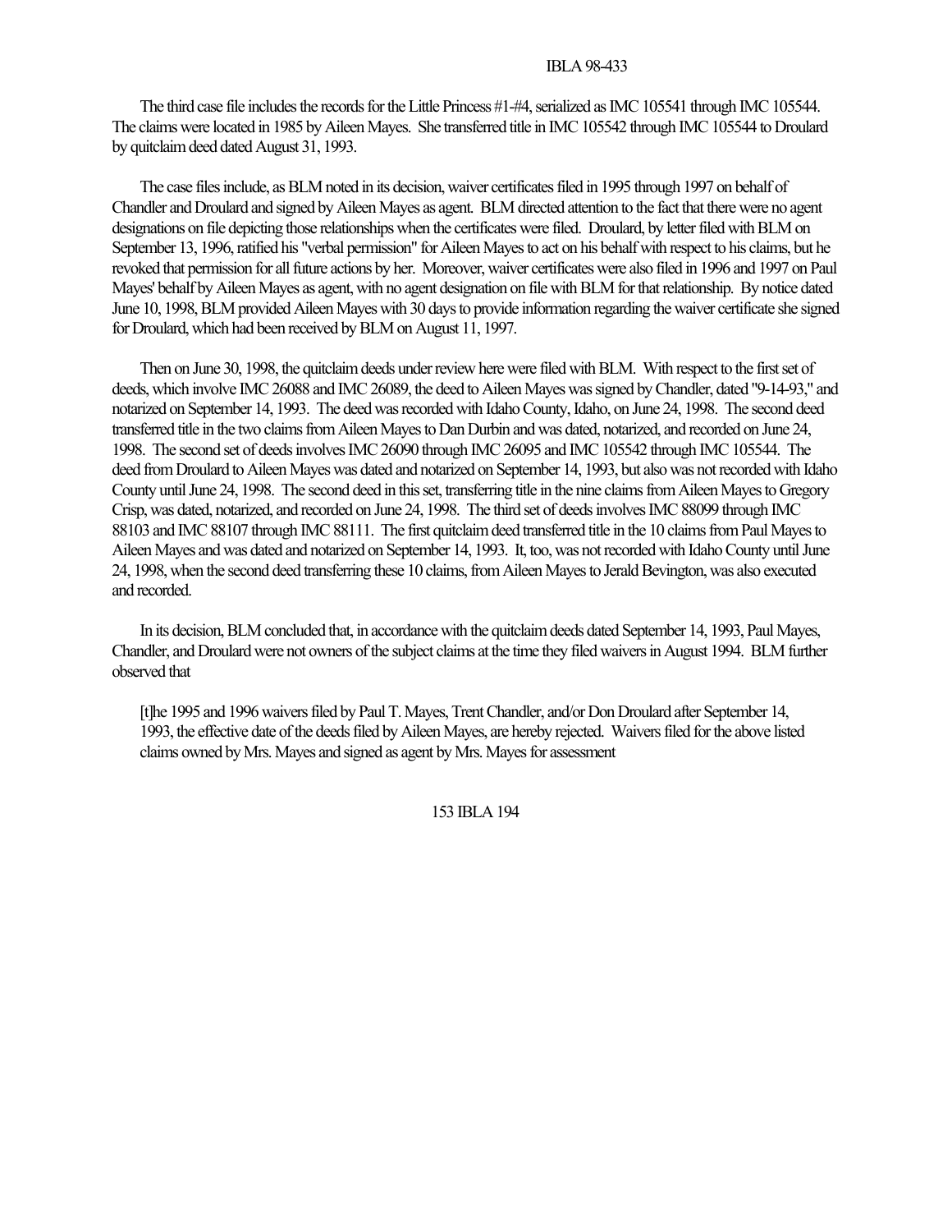The third case file includes the records for the Little Princess #1-#4, serialized as IMC 105541 through IMC 105544. The claims were located in 1985 by Aileen Mayes. She transferred title in IMC 105542 through IMC 105544 to Droulard by quitclaim deed dated August 31, 1993.

The case files include, as BLM noted in its decision, waiver certificates filed in 1995 through 1997 on behalf of Chandler and Droulard and signed by Aileen Mayes as agent. BLM directed attention to the fact that there were no agent designations on file depicting those relationships when the certificates were filed. Droulard, by letter filed with BLM on September 13, 1996, ratified his "verbal permission" for Aileen Mayes to act on his behalf with respect to his claims, but he revoked that permission for all future actions by her. Moreover, waiver certificates were also filed in 1996 and 1997 on Paul Mayes' behalf by Aileen Mayes as agent, with no agent designation on file with BLM for that relationship. By notice dated June 10, 1998, BLM provided Aileen Mayes with 30 days to provide information regarding the waiver certificate she signed for Droulard, which had been received by BLM on August 11, 1997.

Then on June 30, 1998, the quitclaim deeds under review here were filed with BLM. With respect to the first set of deeds, which involve IMC 26088 and IMC 26089, the deed to Aileen Mayes was signed by Chandler, dated "9-14-93," and notarized on September 14, 1993. The deed was recorded with Idaho County, Idaho, on June 24, 1998. The second deed transferred title in the two claims from Aileen Mayes to Dan Durbin and was dated, notarized, and recorded on June 24, 1998. The second set of deeds involves IMC 26090 through IMC 26095 and IMC 105542 through IMC 105544. The deed from Droulard to Aileen Mayes was dated and notarized on September 14, 1993, but also was not recorded with Idaho County until June 24, 1998. The second deed in this set, transferring title in the nine claims from Aileen Mayes to Gregory Crisp, was dated, notarized, and recorded on June 24, 1998. The third set of deeds involves IMC 88099 through IMC 88103 and IMC 88107 through IMC 88111. The first quitclaim deed transferred title in the 10 claims from Paul Mayes to Aileen Mayes and was dated and notarized on September 14, 1993. It, too, was not recorded with Idaho County until June 24, 1998, when the second deed transferring these 10 claims, from Aileen Mayes to Jerald Bevington, was also executed and recorded.

In its decision, BLM concluded that, in accordance with the quitclaim deeds dated September 14, 1993, Paul Mayes, Chandler, and Droulard were not owners of the subject claims at the time they filed waivers in August 1994. BLM further observed that

> [t]he 1995 and 1996 waivers filed by Paul T. Mayes, Trent Chandler, and/or Don Droulard after September 14, 1993, the effective date of the deeds filed by Aileen Mayes, are hereby rejected. Waivers filed for the above listed claims owned by Mrs. Mayes and signed as agent by Mrs. Mayes for assessment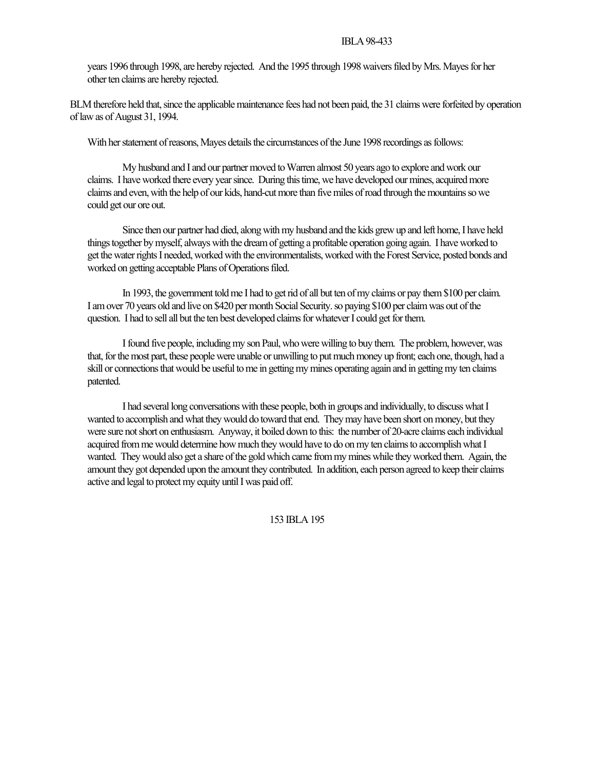years 1996 through 1998, are hereby rejected. And the 1995 through 1998 waivers filed by Mrs. Mayes for her other ten claims are hereby rejected.

BLM therefore held that, since the applicable maintenance fees had not been paid, the 31 claims were forfeited by operation of law as of August 31, 1994.

With her statement of reasons, Mayes details the circumstances of the June 1998 recordings as follows:

> My husband and I and our partner moved to Warren almost 50 years ago to explore and work our claims. I have worked there every year since. During this time, we have developed our mines, acquired more claims and even, with the help of our kids, hand-cut more than five miles of road through the mountains so we could get our ore out.
>
> Since then our partner had died, along with my husband and the kids grew up and left home, I have held things together by myself, always with the dream of getting a profitable operation going again. I have worked to get the water rights I needed, worked with the environmentalists, worked with the Forest Service, posted bonds and worked on getting acceptable Plans of Operations filed.
>
> In 1993, the government told me I had to get rid of all but ten of my claims or pay them $100 per claim. I am over 70 years old and live on $420 per month Social Security. so paying $100 per claim was out of the question. I had to sell all but the ten best developed claims for whatever I could get for them.
>
> I found five people, including my son Paul, who were willing to buy them. The problem, however, was that, for the most part, these people were unable or unwilling to put much money up front; each one, though, had a skill or connections that would be useful to me in getting my mines operating again and in getting my ten claims patented.
>
> I had several long conversations with these people, both in groups and individually, to discuss what I wanted to accomplish and what they would do toward that end. They may have been short on money, but they were sure not short on enthusiasm. Anyway, it boiled down to this: the number of 20-acre claims each individual acquired from me would determine how much they would have to do on my ten claims to accomplish what I wanted. They would also get a share of the gold which came from my mines while they worked them. Again, the amount they got depended upon the amount they contributed. In addition, each person agreed to keep their claims active and legal to protect my equity until I was paid off.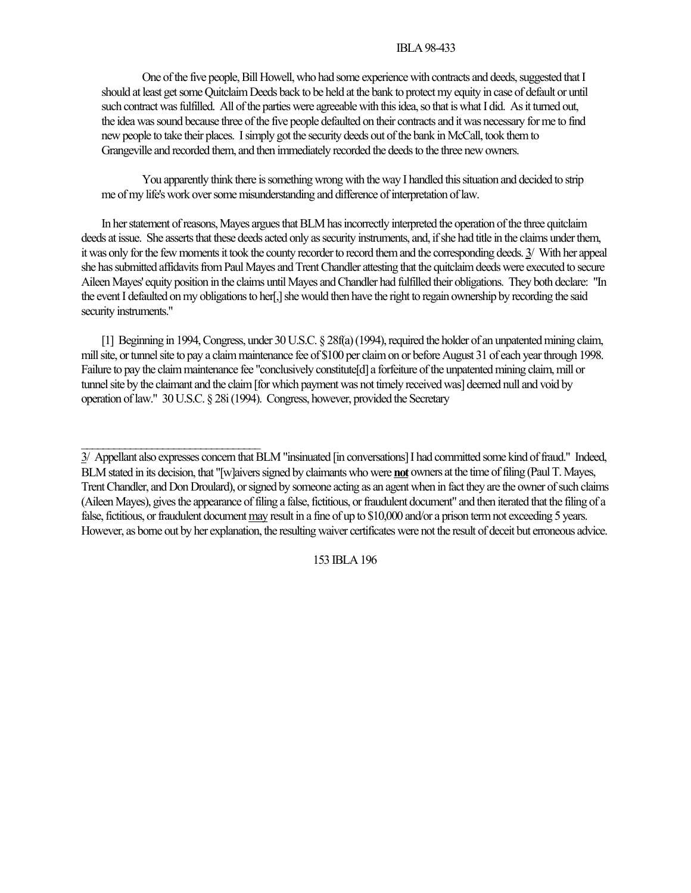One of the five people, Bill Howell, who had some experience with contracts and deeds, suggested that I should at least get some Quitclaim Deeds back to be held at the bank to protect my equity in case of default or until such contract was fulfilled. All of the parties were agreeable with this idea, so that is what I did. As it turned out, the idea was sound because three of the five people defaulted on their contracts and it was necessary for me to find new people to take their places. I simply got the security deeds out of the bank in McCall, took them to Grangeville and recorded them, and then immediately recorded the deeds to the three new owners.

You apparently think there is something wrong with the way I handled this situation and decided to strip me of my life's work over some misunderstanding and difference of interpretation of law.

In her statement of reasons, Mayes argues that BLM has incorrectly interpreted the operation of the three quitclaim deeds at issue. She asserts that these deeds acted only as security instruments, and, if she had title in the claims under them, it was only for the few moments it took the county recorder to record them and the corresponding deeds. 3/ With her appeal she has submitted affidavits from Paul Mayes and Trent Chandler attesting that the quitclaim deeds were executed to secure Aileen Mayes' equity position in the claims until Mayes and Chandler had fulfilled their obligations. They both declare: "In the event I defaulted on my obligations to her[,] she would then have the right to regain ownership by recording the said security instruments."

[1] Beginning in 1994, Congress, under 30 U.S.C. § 28f(a) (1994), required the holder of an unpatented mining claim, mill site, or tunnel site to pay a claim maintenance fee of $100 per claim on or before August 31 of each year through 1998. Failure to pay the claim maintenance fee "conclusively constitute[d] a forfeiture of the unpatented mining claim, mill or tunnel site by the claimant and the claim [for which payment was not timely received was] deemed null and void by operation of law." 30 U.S.C. § 28i (1994). Congress, however, provided the Secretary

---

3/ Appellant also expresses concern that BLM "insinuated [in conversations] I had committed some kind of fraud." Indeed, BLM stated in its decision, that "[w]aivers signed by claimants who were **not** owners at the time of filing (Paul T. Mayes, Trent Chandler, and Don Droulard), or signed by someone acting as an agent when in fact they are the owner of such claims (Aileen Mayes), gives the appearance of filing a false, fictitious, or fraudulent document" and then iterated that the filing of a false, fictitious, or fraudulent document may result in a fine of up to $10,000 and/or a prison term not exceeding 5 years. However, as borne out by her explanation, the resulting waiver certificates were not the result of deceit but erroneous advice.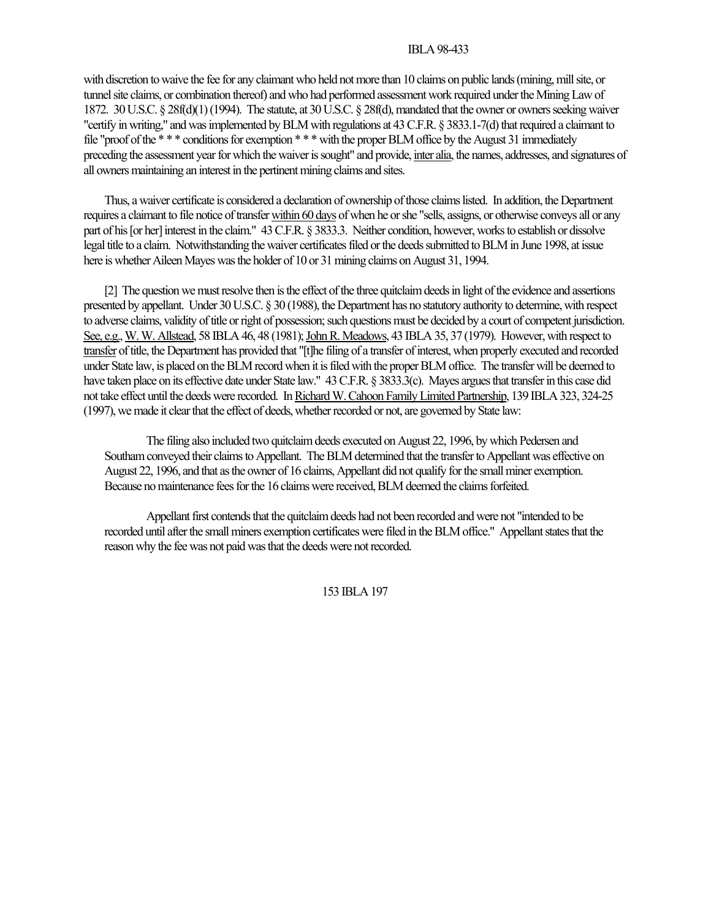with discretion to waive the fee for any claimant who held not more than 10 claims on public lands (mining, mill site, or tunnel site claims, or combination thereof) and who had performed assessment work required under the Mining Law of 1872. 30 U.S.C. § 28f(d)(1) (1994). The statute, at 30 U.S.C. § 28f(d), mandated that the owner or owners seeking waiver "certify in writing," and was implemented by BLM with regulations at 43 C.F.R. § 3833.1-7(d) that required a claimant to file "proof of the * * * conditions for exemption * * * with the proper BLM office by the August 31 immediately preceding the assessment year for which the waiver is sought" and provide, inter alia, the names, addresses, and signatures of all owners maintaining an interest in the pertinent mining claims and sites.

Thus, a waiver certificate is considered a declaration of ownership of those claims listed. In addition, the Department requires a claimant to file notice of transfer within 60 days of when he or she "sells, assigns, or otherwise conveys all or any part of his [or her] interest in the claim." 43 C.F.R. § 3833.3. Neither condition, however, works to establish or dissolve legal title to a claim. Notwithstanding the waiver certificates filed or the deeds submitted to BLM in June 1998, at issue here is whether Aileen Mayes was the holder of 10 or 31 mining claims on August 31, 1994.

[2] The question we must resolve then is the effect of the three quitclaim deeds in light of the evidence and assertions presented by appellant. Under 30 U.S.C. § 30 (1988), the Department has no statutory authority to determine, with respect to adverse claims, validity of title or right of possession; such questions must be decided by a court of competent jurisdiction. See, e.g., W. W. Allstead, 58 IBLA 46, 48 (1981); John R. Meadows, 43 IBLA 35, 37 (1979). However, with respect to transfer of title, the Department has provided that "[t]he filing of a transfer of interest, when properly executed and recorded under State law, is placed on the BLM record when it is filed with the proper BLM office. The transfer will be deemed to have taken place on its effective date under State law." 43 C.F.R. § 3833.3(c). Mayes argues that transfer in this case did not take effect until the deeds were recorded. In Richard W. Cahoon Family Limited Partnership, 139 IBLA 323, 324-25 (1997), we made it clear that the effect of deeds, whether recorded or not, are governed by State law:

> The filing also included two quitclaim deeds executed on August 22, 1996, by which Pedersen and Southam conveyed their claims to Appellant. The BLM determined that the transfer to Appellant was effective on August 22, 1996, and that as the owner of 16 claims, Appellant did not qualify for the small miner exemption. Because no maintenance fees for the 16 claims were received, BLM deemed the claims forfeited.
>
> Appellant first contends that the quitclaim deeds had not been recorded and were not "intended to be recorded until after the small miners exemption certificates were filed in the BLM office." Appellant states that the reason why the fee was not paid was that the deeds were not recorded.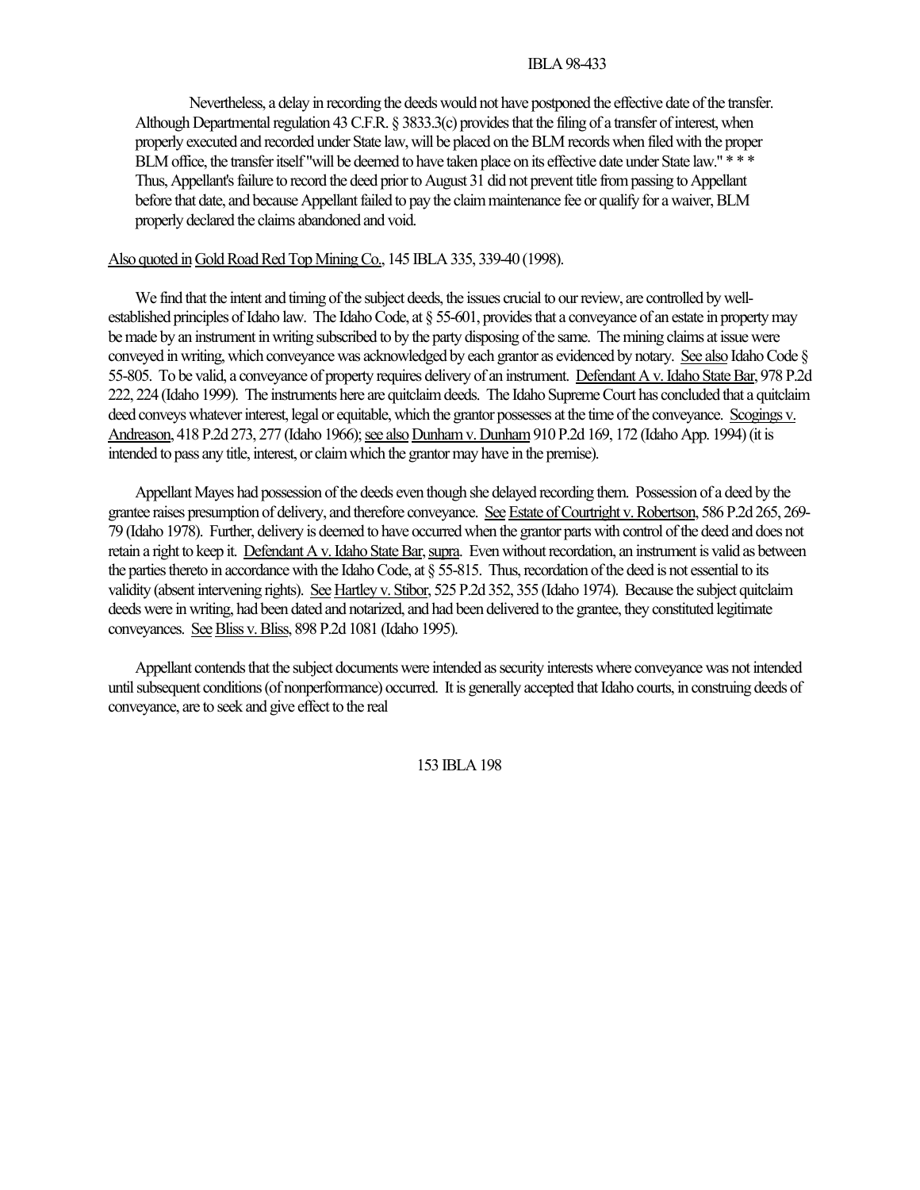Nevertheless, a delay in recording the deeds would not have postponed the effective date of the transfer. Although Departmental regulation 43 C.F.R. § 3833.3(c) provides that the filing of a transfer of interest, when properly executed and recorded under State law, will be placed on the BLM records when filed with the proper BLM office, the transfer itself "will be deemed to have taken place on its effective date under State law." * * * Thus, Appellant's failure to record the deed prior to August 31 did not prevent title from passing to Appellant before that date, and because Appellant failed to pay the claim maintenance fee or qualify for a waiver, BLM properly declared the claims abandoned and void.

Also quoted in Gold Road Red Top Mining Co., 145 IBLA 335, 339-40 (1998).

We find that the intent and timing of the subject deeds, the issues crucial to our review, are controlled by well-established principles of Idaho law. The Idaho Code, at § 55-601, provides that a conveyance of an estate in property may be made by an instrument in writing subscribed to by the party disposing of the same. The mining claims at issue were conveyed in writing, which conveyance was acknowledged by each grantor as evidenced by notary. See also Idaho Code § 55-805. To be valid, a conveyance of property requires delivery of an instrument. Defendant A v. Idaho State Bar, 978 P.2d 222, 224 (Idaho 1999). The instruments here are quitclaim deeds. The Idaho Supreme Court has concluded that a quitclaim deed conveys whatever interest, legal or equitable, which the grantor possesses at the time of the conveyance. Scogings v. Andreason, 418 P.2d 273, 277 (Idaho 1966); see also Dunham v. Dunham 910 P.2d 169, 172 (Idaho App. 1994) (it is intended to pass any title, interest, or claim which the grantor may have in the premise).

Appellant Mayes had possession of the deeds even though she delayed recording them. Possession of a deed by the grantee raises presumption of delivery, and therefore conveyance. See Estate of Courtright v. Robertson, 586 P.2d 265, 269-79 (Idaho 1978). Further, delivery is deemed to have occurred when the grantor parts with control of the deed and does not retain a right to keep it. Defendant A v. Idaho State Bar, supra. Even without recordation, an instrument is valid as between the parties thereto in accordance with the Idaho Code, at § 55-815. Thus, recordation of the deed is not essential to its validity (absent intervening rights). See Hartley v. Stibor, 525 P.2d 352, 355 (Idaho 1974). Because the subject quitclaim deeds were in writing, had been dated and notarized, and had been delivered to the grantee, they constituted legitimate conveyances. See Bliss v. Bliss, 898 P.2d 1081 (Idaho 1995).

Appellant contends that the subject documents were intended as security interests where conveyance was not intended until subsequent conditions (of nonperformance) occurred. It is generally accepted that Idaho courts, in construing deeds of conveyance, are to seek and give effect to the real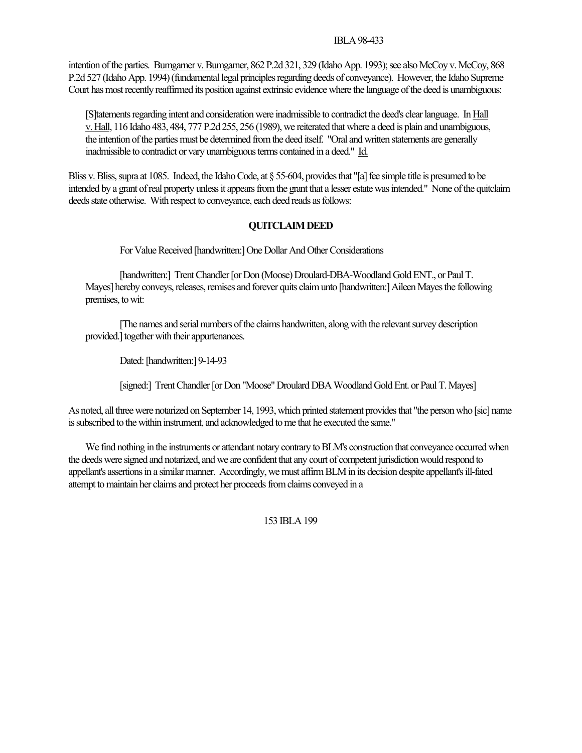intention of the parties. Bumgarner v. Bumgarner, 862 P.2d 321, 329 (Idaho App. 1993); see also McCoy v. McCoy, 868 P.2d 527 (Idaho App. 1994) (fundamental legal principles regarding deeds of conveyance). However, the Idaho Supreme Court has most recently reaffirmed its position against extrinsic evidence where the language of the deed is unambiguous:

> [S]tatements regarding intent and consideration were inadmissible to contradict the deed's clear language. In Hall v. Hall, 116 Idaho 483, 484, 777 P.2d 255, 256 (1989), we reiterated that where a deed is plain and unambiguous, the intention of the parties must be determined from the deed itself. "Oral and written statements are generally inadmissible to contradict or vary unambiguous terms contained in a deed." Id.

Bliss v. Bliss, supra at 1085. Indeed, the Idaho Code, at § 55-604, provides that "[a] fee simple title is presumed to be intended by a grant of real property unless it appears from the grant that a lesser estate was intended." None of the quitclaim deeds state otherwise. With respect to conveyance, each deed reads as follows:

> **QUITCLAIM DEED**
>
> For Value Received [handwritten:] One Dollar And Other Considerations
>
> [handwritten:] Trent Chandler [or Don (Moose) Droulard-DBA-Woodland Gold ENT., or Paul T. Mayes] hereby conveys, releases, remises and forever quits claim unto [handwritten:] Aileen Mayes the following premises, to wit:
>
> [The names and serial numbers of the claims handwritten, along with the relevant survey description provided.] together with their appurtenances.
>
> Dated: [handwritten:] 9-14-93
>
> [signed:] Trent Chandler [or Don "Moose" Droulard DBA Woodland Gold Ent. or Paul T. Mayes]

As noted, all three were notarized on September 14, 1993, which printed statement provides that "the person who [sic] name is subscribed to the within instrument, and acknowledged to me that he executed the same."

We find nothing in the instruments or attendant notary contrary to BLM's construction that conveyance occurred when the deeds were signed and notarized, and we are confident that any court of competent jurisdiction would respond to appellant's assertions in a similar manner. Accordingly, we must affirm BLM in its decision despite appellant's ill-fated attempt to maintain her claims and protect her proceeds from claims conveyed in a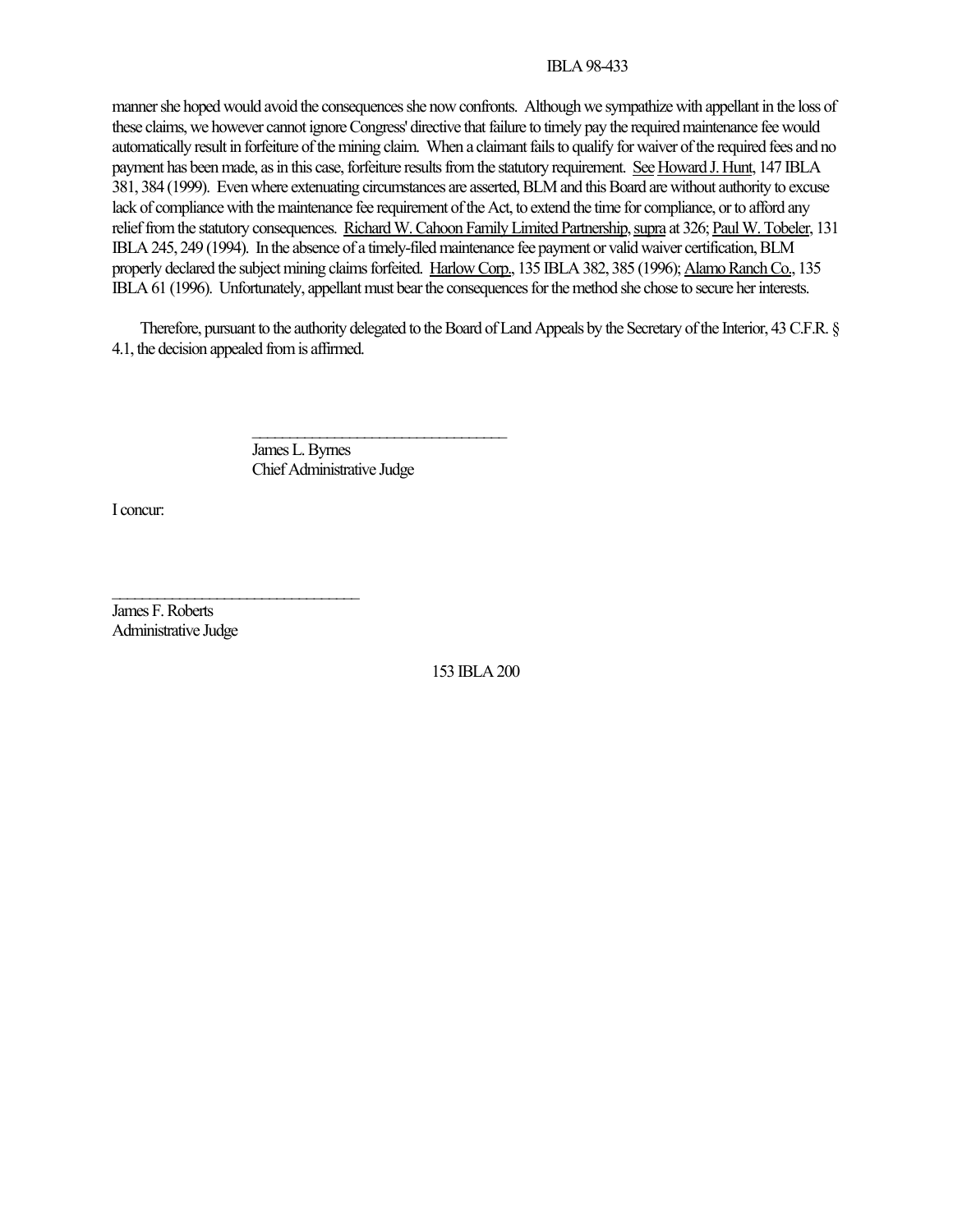manner she hoped would avoid the consequences she now confronts. Although we sympathize with appellant in the loss of these claims, we however cannot ignore Congress' directive that failure to timely pay the required maintenance fee would automatically result in forfeiture of the mining claim. When a claimant fails to qualify for waiver of the required fees and no payment has been made, as in this case, forfeiture results from the statutory requirement. See Howard J. Hunt, 147 IBLA 381, 384 (1999). Even where extenuating circumstances are asserted, BLM and this Board are without authority to excuse lack of compliance with the maintenance fee requirement of the Act, to extend the time for compliance, or to afford any relief from the statutory consequences. Richard W. Cahoon Family Limited Partnership, supra at 326; Paul W. Tobeler, 131 IBLA 245, 249 (1994). In the absence of a timely-filed maintenance fee payment or valid waiver certification, BLM properly declared the subject mining claims forfeited. Harlow Corp., 135 IBLA 382, 385 (1996); Alamo Ranch Co., 135 IBLA 61 (1996). Unfortunately, appellant must bear the consequences for the method she chose to secure her interests.

Therefore, pursuant to the authority delegated to the Board of Land Appeals by the Secretary of the Interior, 43 C.F.R. § 4.1, the decision appealed from is affirmed.

\_\_\_\_\_\_\_\_\_\_\_\_\_\_\_\_\_\_\_\_\_\_\_\_\_\_\_\_\_\_\_\_\_\_\_
James L. Byrnes
Chief Administrative Judge

I concur:

\_\_\_\_\_\_\_\_\_\_\_\_\_\_\_\_\_\_\_\_\_\_\_\_\_\_\_\_\_\_\_\_\_\_\_
James F. Roberts
Administrative Judge